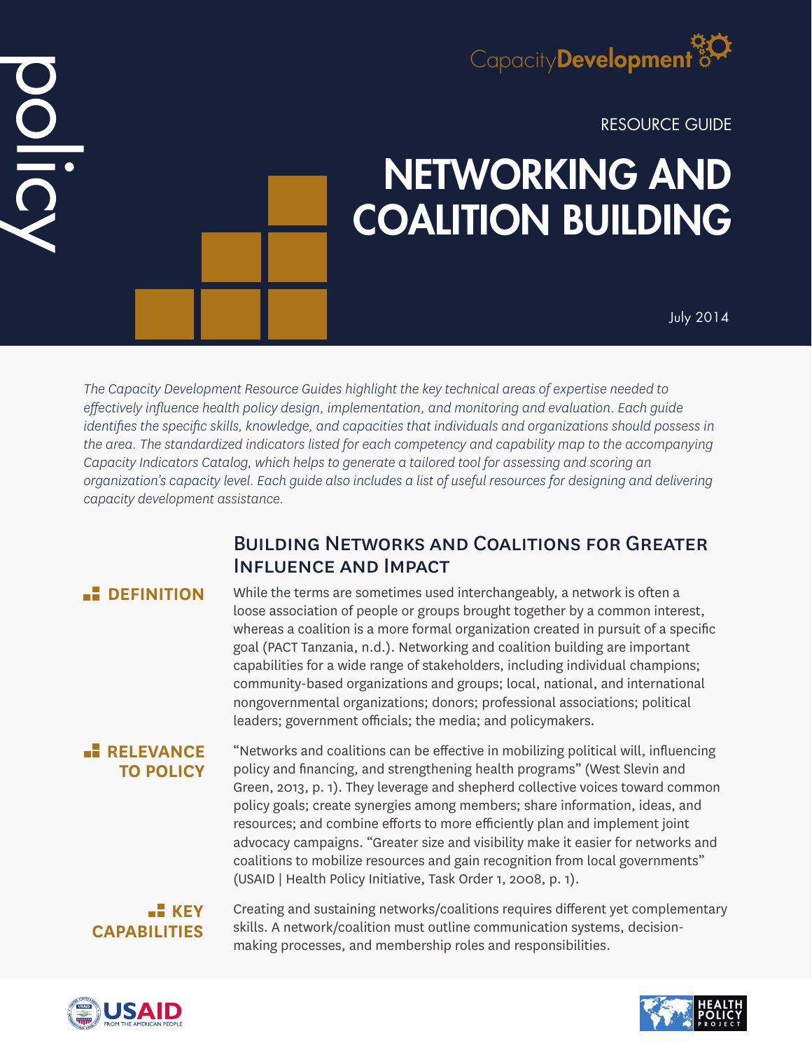policy

CapacityDevelopment

RESOURCE GUIDE

# NETWORKING AND COALITION BUILDING

July 2014

*The Capacity Development Resource Guides highlight the key technical areas of expertise needed to effectively influence health policy design, implementation, and monitoring and evaluation. Each guide identifies the specific skills, knowledge, and capacities that individuals and organizations should possess in the area. The standardized indicators listed for each competency and capability map to the accompanying Capacity Indicators Catalog, which helps to generate a tailored tool for assessing and scoring an organization's capacity level. Each guide also includes a list of useful resources for designing and delivering capacity development assistance.*

## Building Networks and Coalitions for Greater Influence and Impact

### DEFINITION

While the terms are sometimes used interchangeably, a network is often a loose association of people or groups brought together by a common interest, whereas a coalition is a more formal organization created in pursuit of a specific goal (PACT Tanzania, n.d.). Networking and coalition building are important capabilities for a wide range of stakeholders, including individual champions; community-based organizations and groups; local, national, and international nongovernmental organizations; donors; professional associations; political leaders; government officials; the media; and policymakers.

### RELEVANCE TO POLICY

"Networks and coalitions can be effective in mobilizing political will, influencing policy and financing, and strengthening health programs" (West Slevin and Green, 2013, p. 1). They leverage and shepherd collective voices toward common policy goals; create synergies among members; share information, ideas, and resources; and combine efforts to more efficiently plan and implement joint advocacy campaigns. "Greater size and visibility make it easier for networks and coalitions to mobilize resources and gain recognition from local governments" (USAID | Health Policy Initiative, Task Order 1, 2008, p. 1).

### KEY CAPABILITIES

Creating and sustaining networks/coalitions requires different yet complementary skills. A network/coalition must outline communication systems, decision-making processes, and membership roles and responsibilities.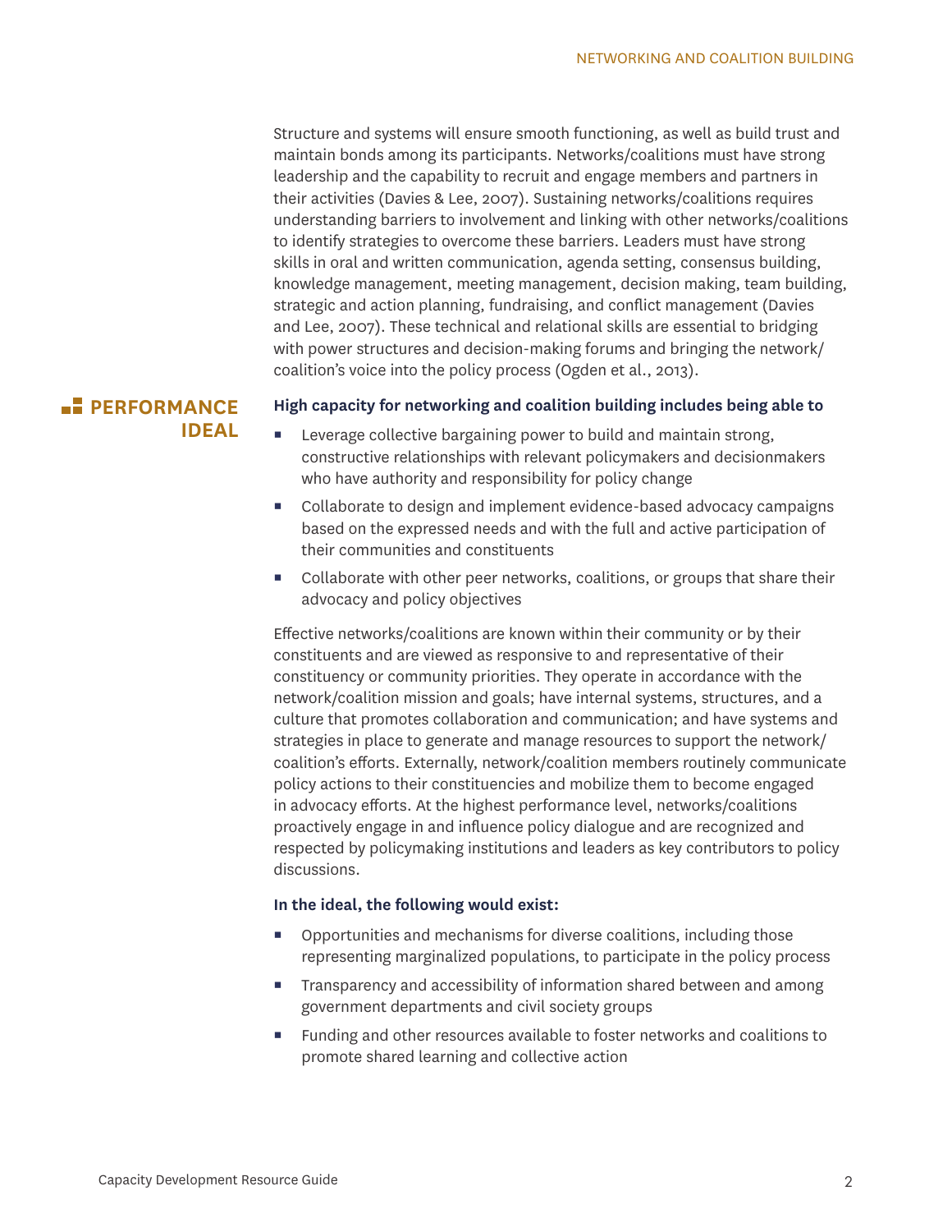Structure and systems will ensure smooth functioning, as well as build trust and maintain bonds among its participants. Networks/coalitions must have strong leadership and the capability to recruit and engage members and partners in their activities (Davies & Lee, 2007). Sustaining networks/coalitions requires understanding barriers to involvement and linking with other networks/coalitions to identify strategies to overcome these barriers. Leaders must have strong skills in oral and written communication, agenda setting, consensus building, knowledge management, meeting management, decision making, team building, strategic and action planning, fundraising, and conflict management (Davies and Lee, 2007). These technical and relational skills are essential to bridging with power structures and decision-making forums and bringing the network/coalition's voice into the policy process (Ogden et al., 2013).

## PERFORMANCE IDEAL

**High capacity for networking and coalition building includes being able to**

- Leverage collective bargaining power to build and maintain strong, constructive relationships with relevant policymakers and decisionmakers who have authority and responsibility for policy change
- Collaborate to design and implement evidence-based advocacy campaigns based on the expressed needs and with the full and active participation of their communities and constituents
- Collaborate with other peer networks, coalitions, or groups that share their advocacy and policy objectives

Effective networks/coalitions are known within their community or by their constituents and are viewed as responsive to and representative of their constituency or community priorities. They operate in accordance with the network/coalition mission and goals; have internal systems, structures, and a culture that promotes collaboration and communication; and have systems and strategies in place to generate and manage resources to support the network/coalition's efforts. Externally, network/coalition members routinely communicate policy actions to their constituencies and mobilize them to become engaged in advocacy efforts. At the highest performance level, networks/coalitions proactively engage in and influence policy dialogue and are recognized and respected by policymaking institutions and leaders as key contributors to policy discussions.

**In the ideal, the following would exist:**

- Opportunities and mechanisms for diverse coalitions, including those representing marginalized populations, to participate in the policy process
- Transparency and accessibility of information shared between and among government departments and civil society groups
- Funding and other resources available to foster networks and coalitions to promote shared learning and collective action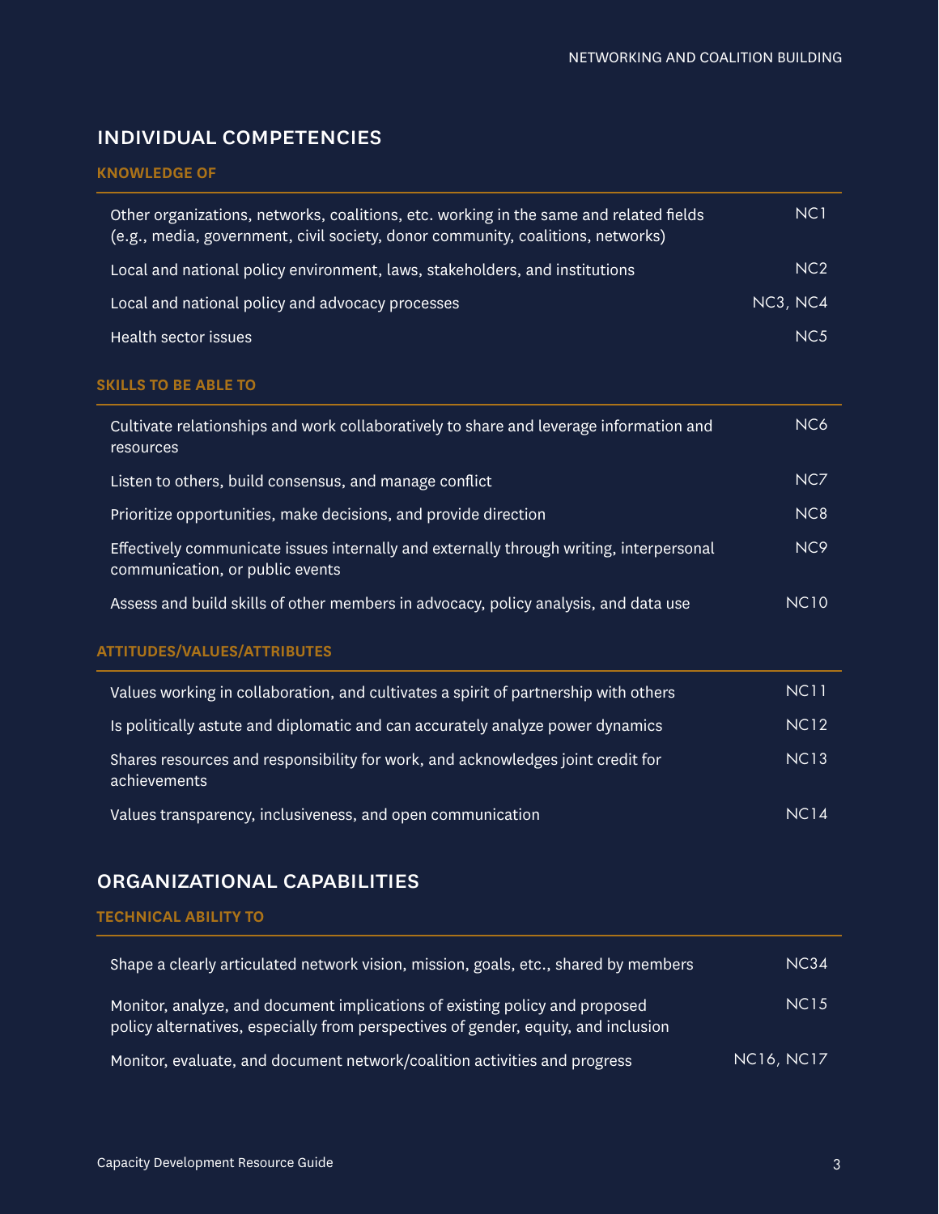## INDIVIDUAL COMPETENCIES

### KNOWLEDGE OF

| | |
|---|---|
| Other organizations, networks, coalitions, etc. working in the same and related fields (e.g., media, government, civil society, donor community, coalitions, networks) | NC1 |
| Local and national policy environment, laws, stakeholders, and institutions | NC2 |
| Local and national policy and advocacy processes | NC3, NC4 |
| Health sector issues | NC5 |

### SKILLS TO BE ABLE TO

| | |
|---|---|
| Cultivate relationships and work collaboratively to share and leverage information and resources | NC6 |
| Listen to others, build consensus, and manage conflict | NC7 |
| Prioritize opportunities, make decisions, and provide direction | NC8 |
| Effectively communicate issues internally and externally through writing, interpersonal communication, or public events | NC9 |
| Assess and build skills of other members in advocacy, policy analysis, and data use | NC10 |

### ATTITUDES/VALUES/ATTRIBUTES

| | |
|---|---|
| Values working in collaboration, and cultivates a spirit of partnership with others | NC11 |
| Is politically astute and diplomatic and can accurately analyze power dynamics | NC12 |
| Shares resources and responsibility for work, and acknowledges joint credit for achievements | NC13 |
| Values transparency, inclusiveness, and open communication | NC14 |

## ORGANIZATIONAL CAPABILITIES

### TECHNICAL ABILITY TO

| | |
|---|---|
| Shape a clearly articulated network vision, mission, goals, etc., shared by members | NC34 |
| Monitor, analyze, and document implications of existing policy and proposed policy alternatives, especially from perspectives of gender, equity, and inclusion | NC15 |
| Monitor, evaluate, and document network/coalition activities and progress | NC16, NC17 |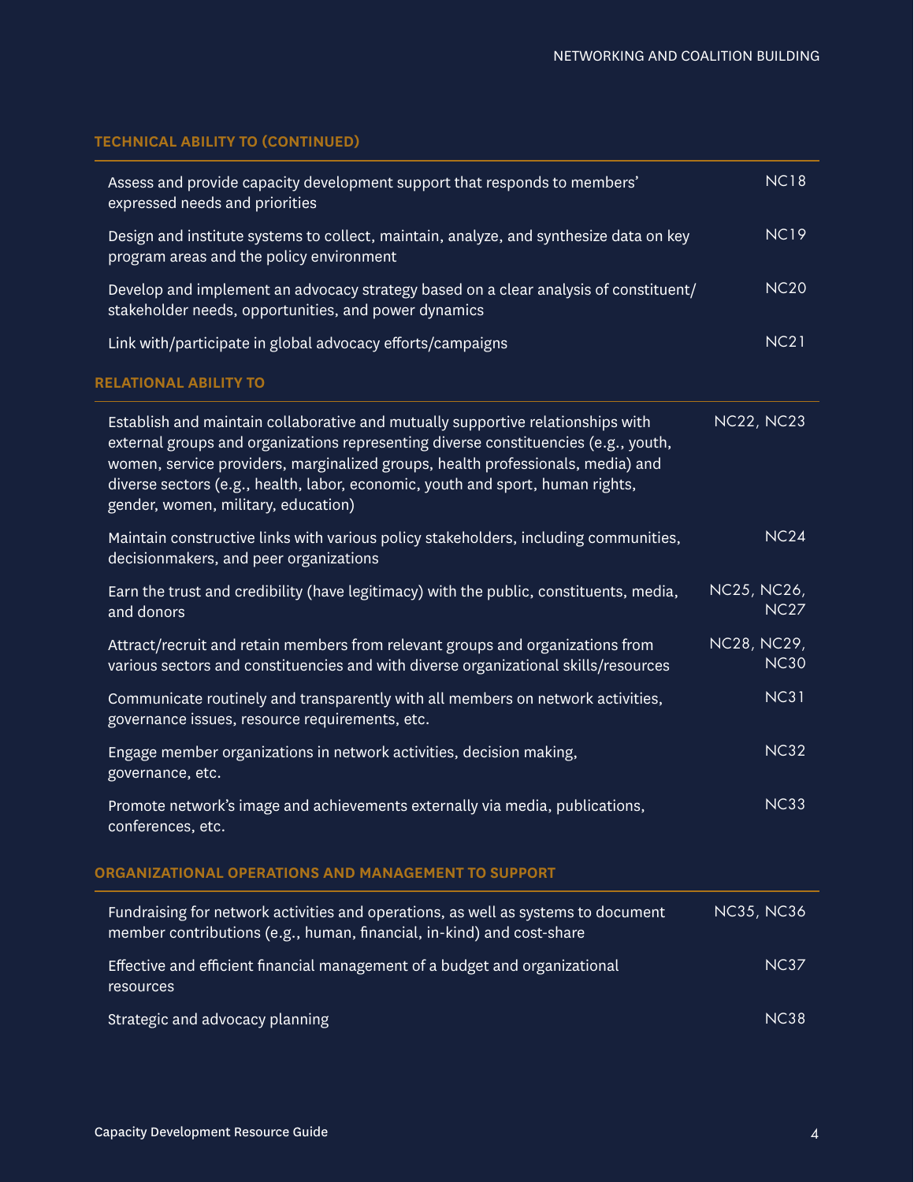### TECHNICAL ABILITY TO (CONTINUED)

| | |
|---|---|
| Assess and provide capacity development support that responds to members' expressed needs and priorities | NC18 |
| Design and institute systems to collect, maintain, analyze, and synthesize data on key program areas and the policy environment | NC19 |
| Develop and implement an advocacy strategy based on a clear analysis of constituent/stakeholder needs, opportunities, and power dynamics | NC20 |
| Link with/participate in global advocacy efforts/campaigns | NC21 |

### RELATIONAL ABILITY TO

| | |
|---|---|
| Establish and maintain collaborative and mutually supportive relationships with external groups and organizations representing diverse constituencies (e.g., youth, women, service providers, marginalized groups, health professionals, media) and diverse sectors (e.g., health, labor, economic, youth and sport, human rights, gender, women, military, education) | NC22, NC23 |
| Maintain constructive links with various policy stakeholders, including communities, decisionmakers, and peer organizations | NC24 |
| Earn the trust and credibility (have legitimacy) with the public, constituents, media, and donors | NC25, NC26, NC27 |
| Attract/recruit and retain members from relevant groups and organizations from various sectors and constituencies and with diverse organizational skills/resources | NC28, NC29, NC30 |
| Communicate routinely and transparently with all members on network activities, governance issues, resource requirements, etc. | NC31 |
| Engage member organizations in network activities, decision making, governance, etc. | NC32 |
| Promote network's image and achievements externally via media, publications, conferences, etc. | NC33 |

### ORGANIZATIONAL OPERATIONS AND MANAGEMENT TO SUPPORT

| | |
|---|---|
| Fundraising for network activities and operations, as well as systems to document member contributions (e.g., human, financial, in-kind) and cost-share | NC35, NC36 |
| Effective and efficient financial management of a budget and organizational resources | NC37 |
| Strategic and advocacy planning | NC38 |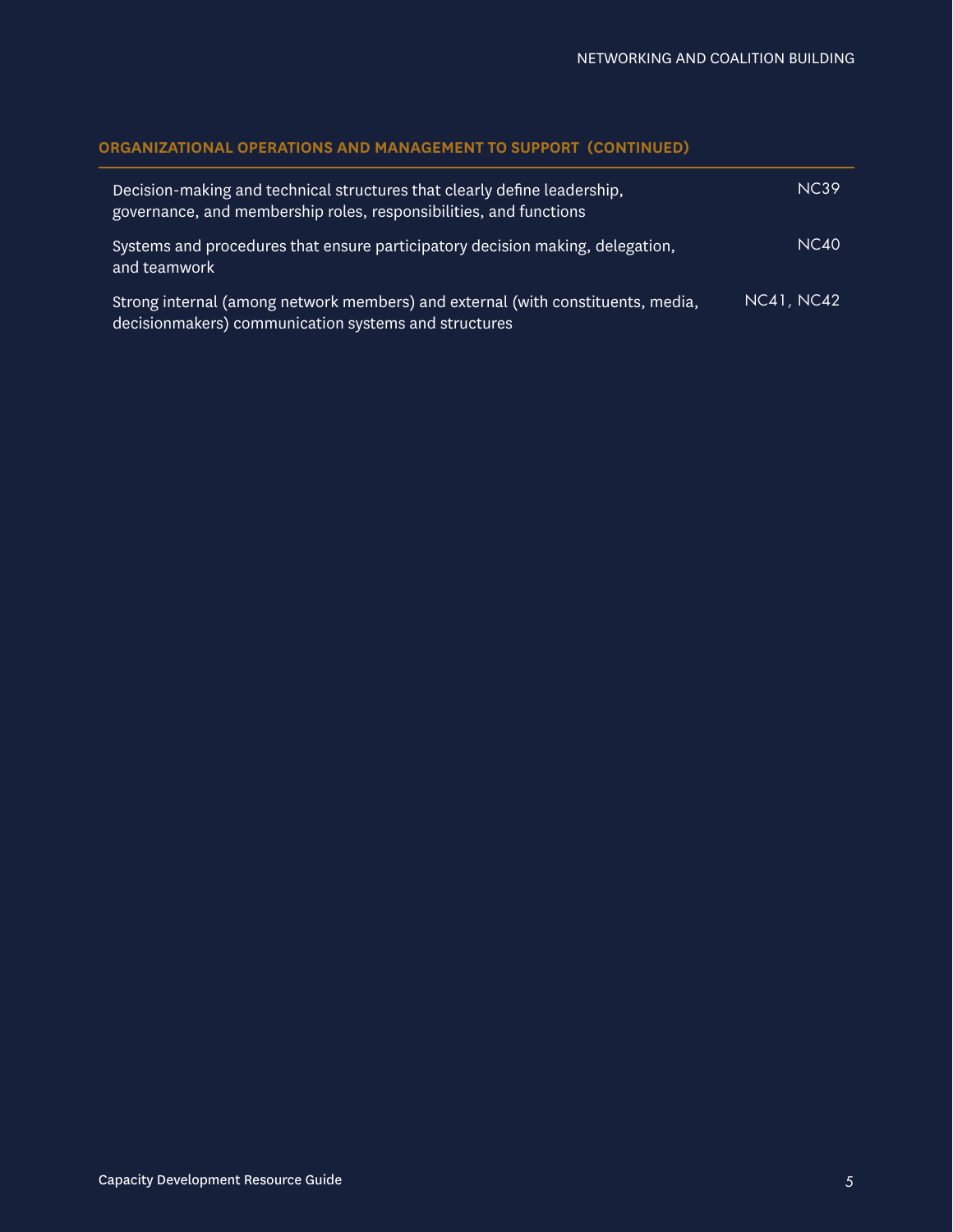## ORGANIZATIONAL OPERATIONS AND MANAGEMENT TO SUPPORT (CONTINUED)

| | |
|---|---|
| Decision-making and technical structures that clearly define leadership, governance, and membership roles, responsibilities, and functions | NC39 |
| Systems and procedures that ensure participatory decision making, delegation, and teamwork | NC40 |
| Strong internal (among network members) and external (with constituents, media, decisionmakers) communication systems and structures | NC41, NC42 |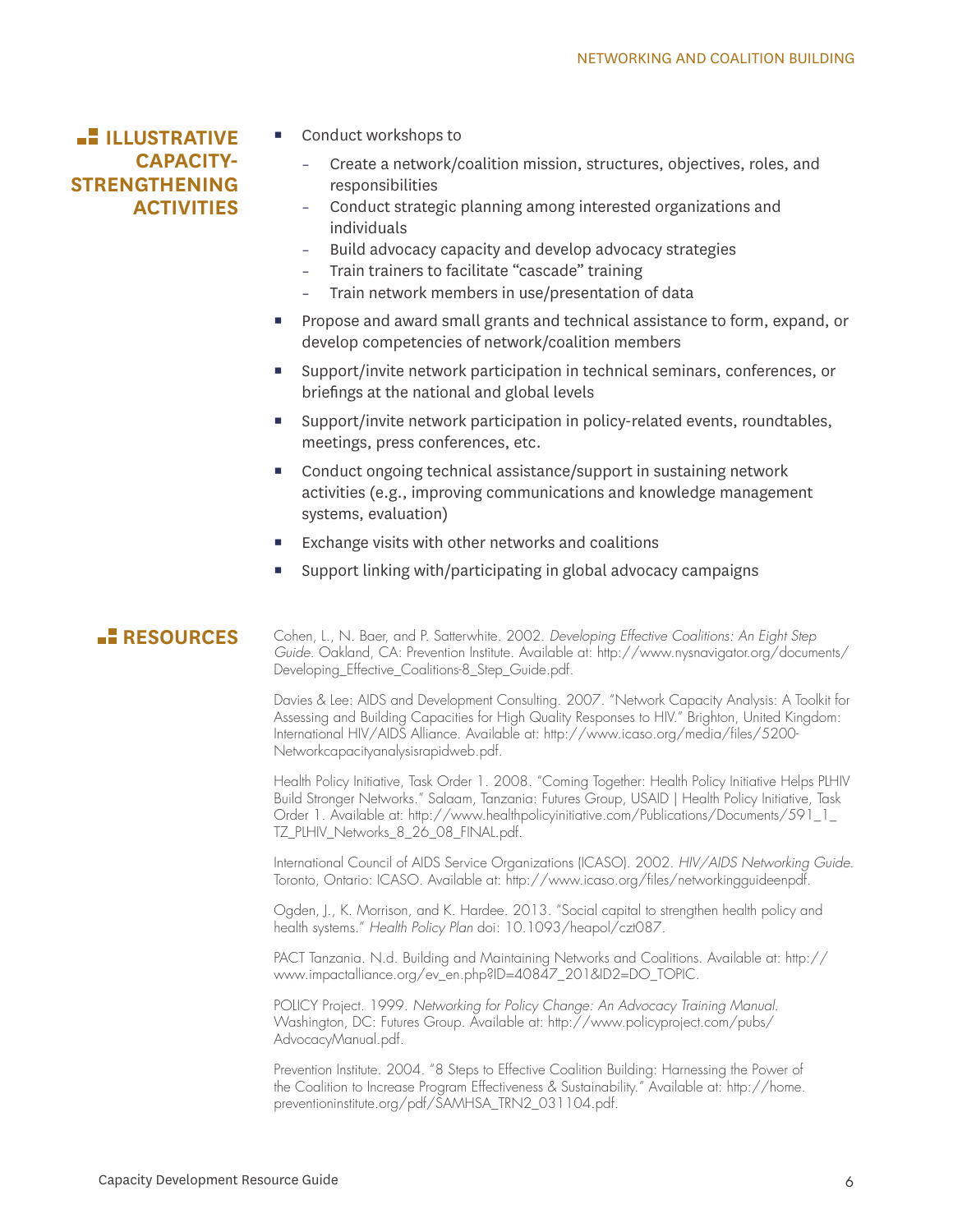## ILLUSTRATIVE CAPACITY-STRENGTHENING ACTIVITIES

- Conduct workshops to
  - Create a network/coalition mission, structures, objectives, roles, and responsibilities
  - Conduct strategic planning among interested organizations and individuals
  - Build advocacy capacity and develop advocacy strategies
  - Train trainers to facilitate "cascade" training
  - Train network members in use/presentation of data
- Propose and award small grants and technical assistance to form, expand, or develop competencies of network/coalition members
- Support/invite network participation in technical seminars, conferences, or briefings at the national and global levels
- Support/invite network participation in policy-related events, roundtables, meetings, press conferences, etc.
- Conduct ongoing technical assistance/support in sustaining network activities (e.g., improving communications and knowledge management systems, evaluation)
- Exchange visits with other networks and coalitions
- Support linking with/participating in global advocacy campaigns

## RESOURCES

Cohen, L., N. Baer, and P. Satterwhite. 2002. *Developing Effective Coalitions: An Eight Step Guide*. Oakland, CA: Prevention Institute. Available at: http://www.nysnavigator.org/documents/Developing_Effective_Coalitions-8_Step_Guide.pdf.

Davies & Lee: AIDS and Development Consulting. 2007. "Network Capacity Analysis: A Toolkit for Assessing and Building Capacities for High Quality Responses to HIV." Brighton, United Kingdom: International HIV/AIDS Alliance. Available at: http://www.icaso.org/media/files/5200-Networkcapacityanalysisrapidweb.pdf.

Health Policy Initiative, Task Order 1. 2008. "Coming Together: Health Policy Initiative Helps PLHIV Build Stronger Networks." Salaam, Tanzania: Futures Group, USAID | Health Policy Initiative, Task Order 1. Available at: http://www.healthpolicyinitiative.com/Publications/Documents/591_1_TZ_PLHIV_Networks_8_26_08_FINAL.pdf.

International Council of AIDS Service Organizations (ICASO). 2002. *HIV/AIDS Networking Guide*. Toronto, Ontario: ICASO. Available at: http://www.icaso.org/files/networkingguideenpdf.

Ogden, J., K. Morrison, and K. Hardee. 2013. "Social capital to strengthen health policy and health systems." *Health Policy Plan* doi: 10.1093/heapol/czt087.

PACT Tanzania. N.d. Building and Maintaining Networks and Coalitions. Available at: http://www.impactalliance.org/ev_en.php?ID=40847_201&ID2=DO_TOPIC.

POLICY Project. 1999. *Networking for Policy Change: An Advocacy Training Manual*. Washington, DC: Futures Group. Available at: http://www.policyproject.com/pubs/AdvocacyManual.pdf.

Prevention Institute. 2004. "8 Steps to Effective Coalition Building: Harnessing the Power of the Coalition to Increase Program Effectiveness & Sustainability." Available at: http://home.preventioninstitute.org/pdf/SAMHSA_TRN2_031104.pdf.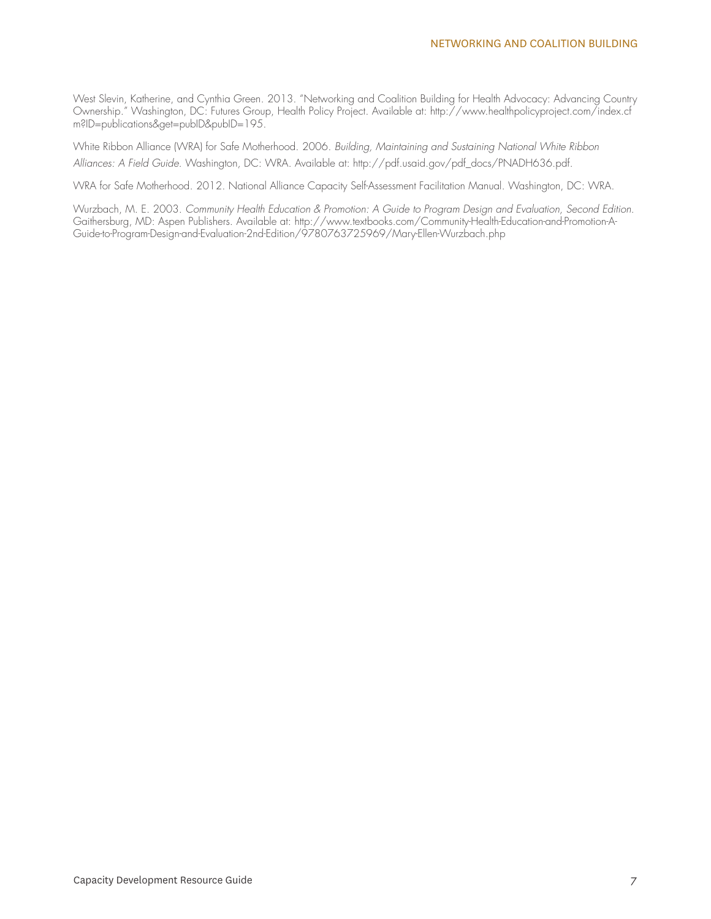West Slevin, Katherine, and Cynthia Green. 2013. "Networking and Coalition Building for Health Advocacy: Advancing Country Ownership." Washington, DC: Futures Group, Health Policy Project. Available at: http://www.healthpolicyproject.com/index.cfm?ID=publications&get=pubID&pubID=195.

White Ribbon Alliance (WRA) for Safe Motherhood. 2006. *Building, Maintaining and Sustaining National White Ribbon Alliances: A Field Guide*. Washington, DC: WRA. Available at: http://pdf.usaid.gov/pdf_docs/PNADH636.pdf.

WRA for Safe Motherhood. 2012. National Alliance Capacity Self-Assessment Facilitation Manual. Washington, DC: WRA.

Wurzbach, M. E. 2003. *Community Health Education & Promotion: A Guide to Program Design and Evaluation, Second Edition*. Gaithersburg, MD: Aspen Publishers. Available at: http://www.textbooks.com/Community-Health-Education-and-Promotion-A-Guide-to-Program-Design-and-Evaluation-2nd-Edition/9780763725969/Mary-Ellen-Wurzbach.php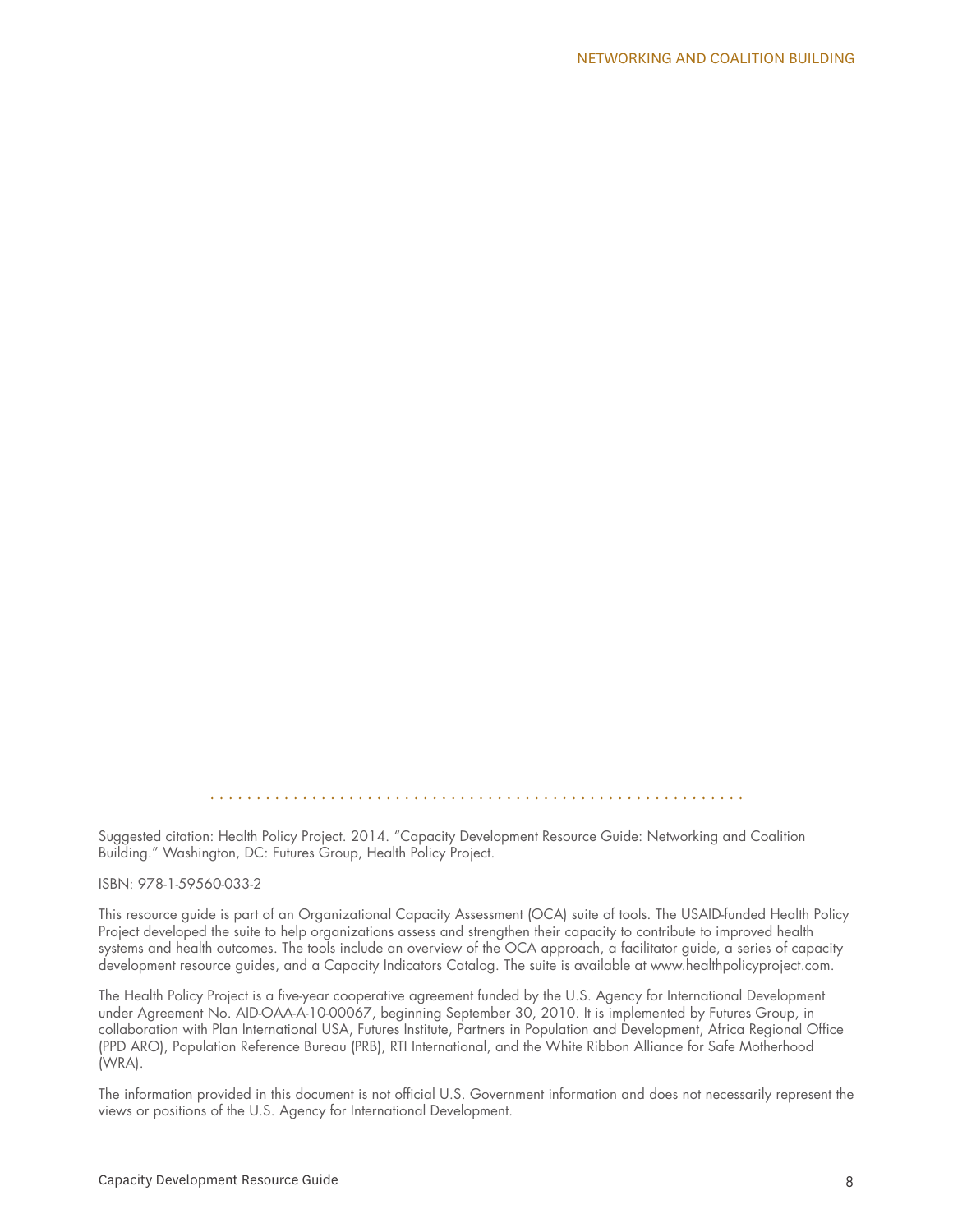Suggested citation: Health Policy Project. 2014. "Capacity Development Resource Guide: Networking and Coalition Building." Washington, DC: Futures Group, Health Policy Project.

ISBN: 978-1-59560-033-2

This resource guide is part of an Organizational Capacity Assessment (OCA) suite of tools. The USAID-funded Health Policy Project developed the suite to help organizations assess and strengthen their capacity to contribute to improved health systems and health outcomes. The tools include an overview of the OCA approach, a facilitator guide, a series of capacity development resource guides, and a Capacity Indicators Catalog. The suite is available at www.healthpolicyproject.com.

The Health Policy Project is a five-year cooperative agreement funded by the U.S. Agency for International Development under Agreement No. AID-OAA-A-10-00067, beginning September 30, 2010. It is implemented by Futures Group, in collaboration with Plan International USA, Futures Institute, Partners in Population and Development, Africa Regional Office (PPD ARO), Population Reference Bureau (PRB), RTI International, and the White Ribbon Alliance for Safe Motherhood (WRA).

The information provided in this document is not official U.S. Government information and does not necessarily represent the views or positions of the U.S. Agency for International Development.